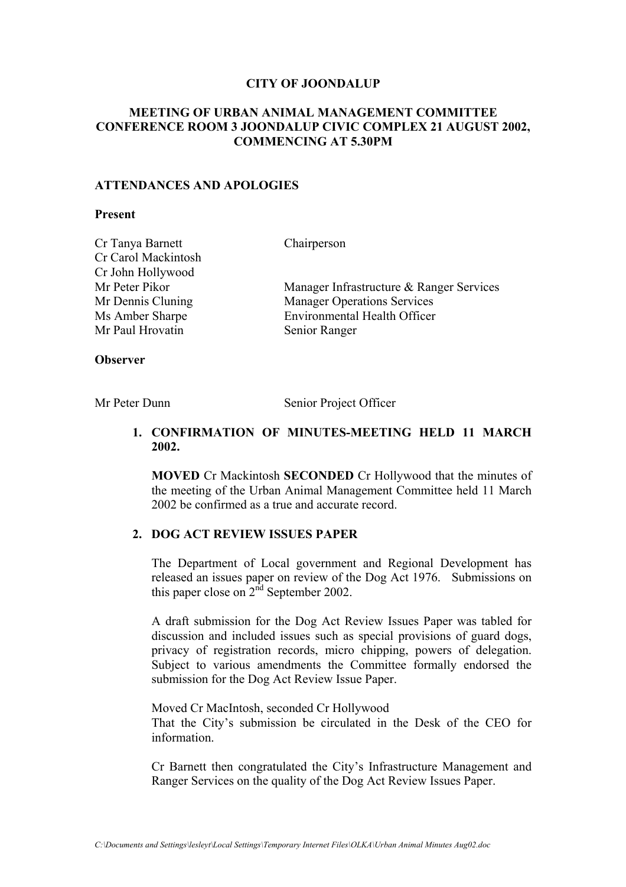**CITY OF JOONDALUP**

**MEETING OF URBAN ANIMAL MANAGEMENT COMMITTEE CONFERENCE ROOM 3 JOONDALUP CIVIC COMPLEX 21 AUGUST 2002, COMMENCING AT 5.30PM**

**ATTENDANCES AND APOLOGIES**

**Present**

| | |
|---|---|
| Cr Tanya Barnett | Chairperson |
| Cr Carol Mackintosh | |
| Cr John Hollywood | |
| Mr Peter Pikor | Manager Infrastructure & Ranger Services |
| Mr Dennis Cluning | Manager Operations Services |
| Ms Amber Sharpe | Environmental Health Officer |
| Mr Paul Hrovatin | Senior Ranger |

**Observer**

| | |
|---|---|
| Mr Peter Dunn | Senior Project Officer |

1. **CONFIRMATION OF MINUTES-MEETING HELD 11 MARCH 2002.**

   **MOVED** Cr Mackintosh **SECONDED** Cr Hollywood that the minutes of the meeting of the Urban Animal Management Committee held 11 March 2002 be confirmed as a true and accurate record.

2. **DOG ACT REVIEW ISSUES PAPER**

   The Department of Local government and Regional Development has released an issues paper on review of the Dog Act 1976. Submissions on this paper close on 2nd September 2002.

   A draft submission for the Dog Act Review Issues Paper was tabled for discussion and included issues such as special provisions of guard dogs, privacy of registration records, micro chipping, powers of delegation. Subject to various amendments the Committee formally endorsed the submission for the Dog Act Review Issue Paper.

   Moved Cr MacIntosh, seconded Cr Hollywood
   That the City's submission be circulated in the Desk of the CEO for information.

   Cr Barnett then congratulated the City's Infrastructure Management and Ranger Services on the quality of the Dog Act Review Issues Paper.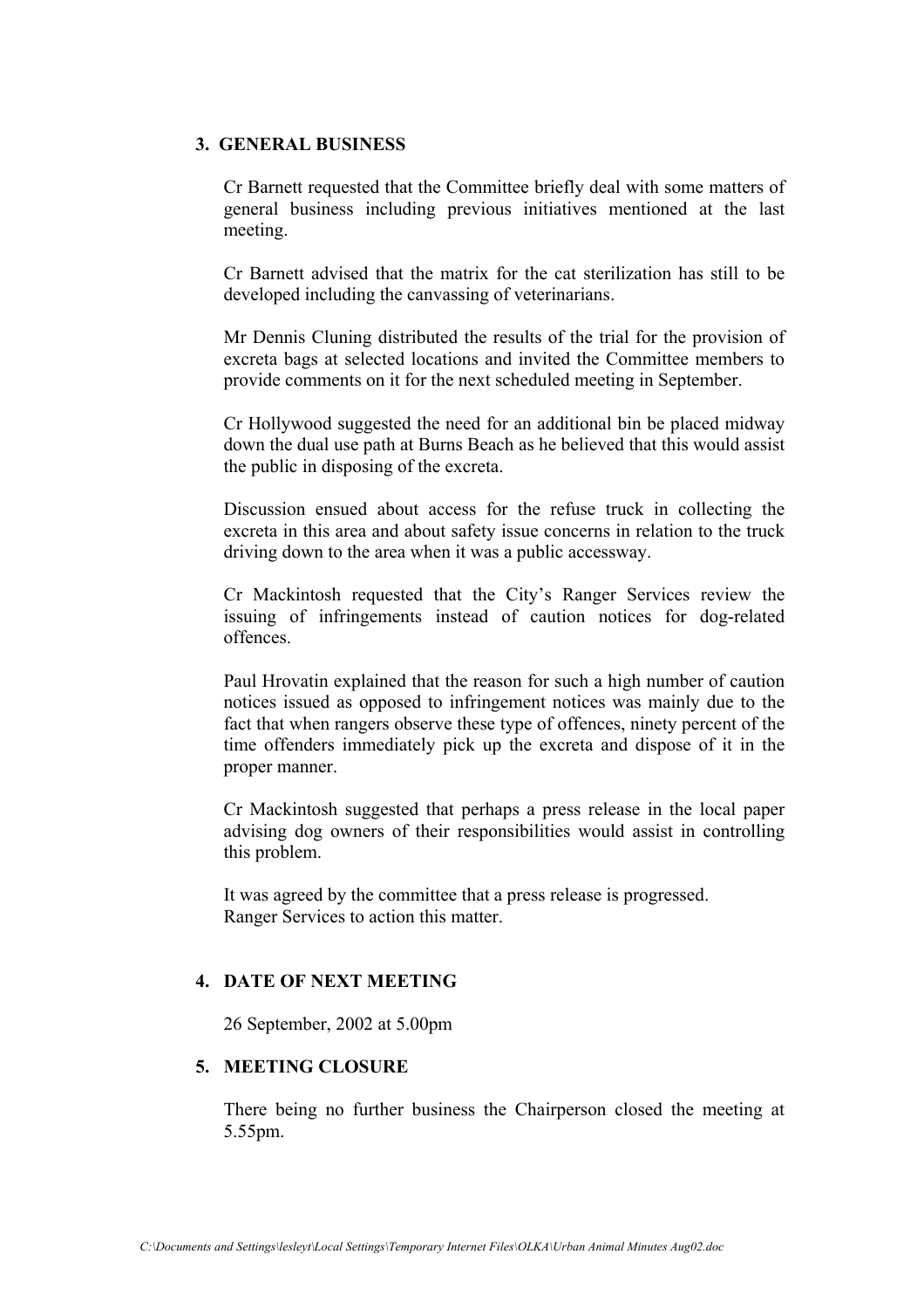## 3. GENERAL BUSINESS

Cr Barnett requested that the Committee briefly deal with some matters of general business including previous initiatives mentioned at the last meeting.

Cr Barnett advised that the matrix for the cat sterilization has still to be developed including the canvassing of veterinarians.

Mr Dennis Cluning distributed the results of the trial for the provision of excreta bags at selected locations and invited the Committee members to provide comments on it for the next scheduled meeting in September.

Cr Hollywood suggested the need for an additional bin be placed midway down the dual use path at Burns Beach as he believed that this would assist the public in disposing of the excreta.

Discussion ensued about access for the refuse truck in collecting the excreta in this area and about safety issue concerns in relation to the truck driving down to the area when it was a public accessway.

Cr Mackintosh requested that the City's Ranger Services review the issuing of infringements instead of caution notices for dog-related offences.

Paul Hrovatin explained that the reason for such a high number of caution notices issued as opposed to infringement notices was mainly due to the fact that when rangers observe these type of offences, ninety percent of the time offenders immediately pick up the excreta and dispose of it in the proper manner.

Cr Mackintosh suggested that perhaps a press release in the local paper advising dog owners of their responsibilities would assist in controlling this problem.

It was agreed by the committee that a press release is progressed.
Ranger Services to action this matter.

## 4. DATE OF NEXT MEETING

26 September, 2002 at 5.00pm

## 5. MEETING CLOSURE

There being no further business the Chairperson closed the meeting at 5.55pm.